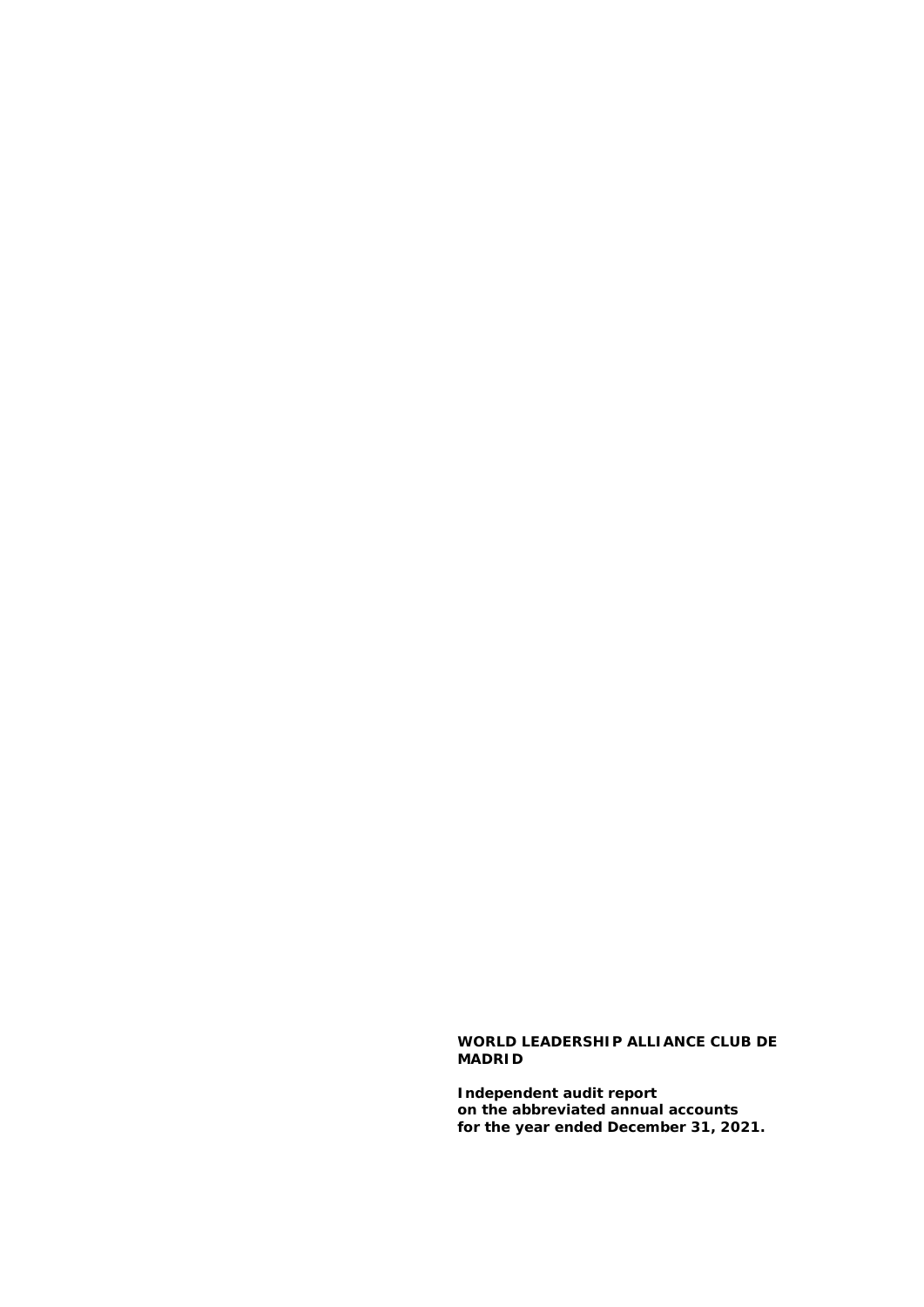**WORLD LEADERSHIP ALLIANCE CLUB DE MADRID**

**Independent audit report on the abbreviated annual accounts for the year ended December 31, 2021.**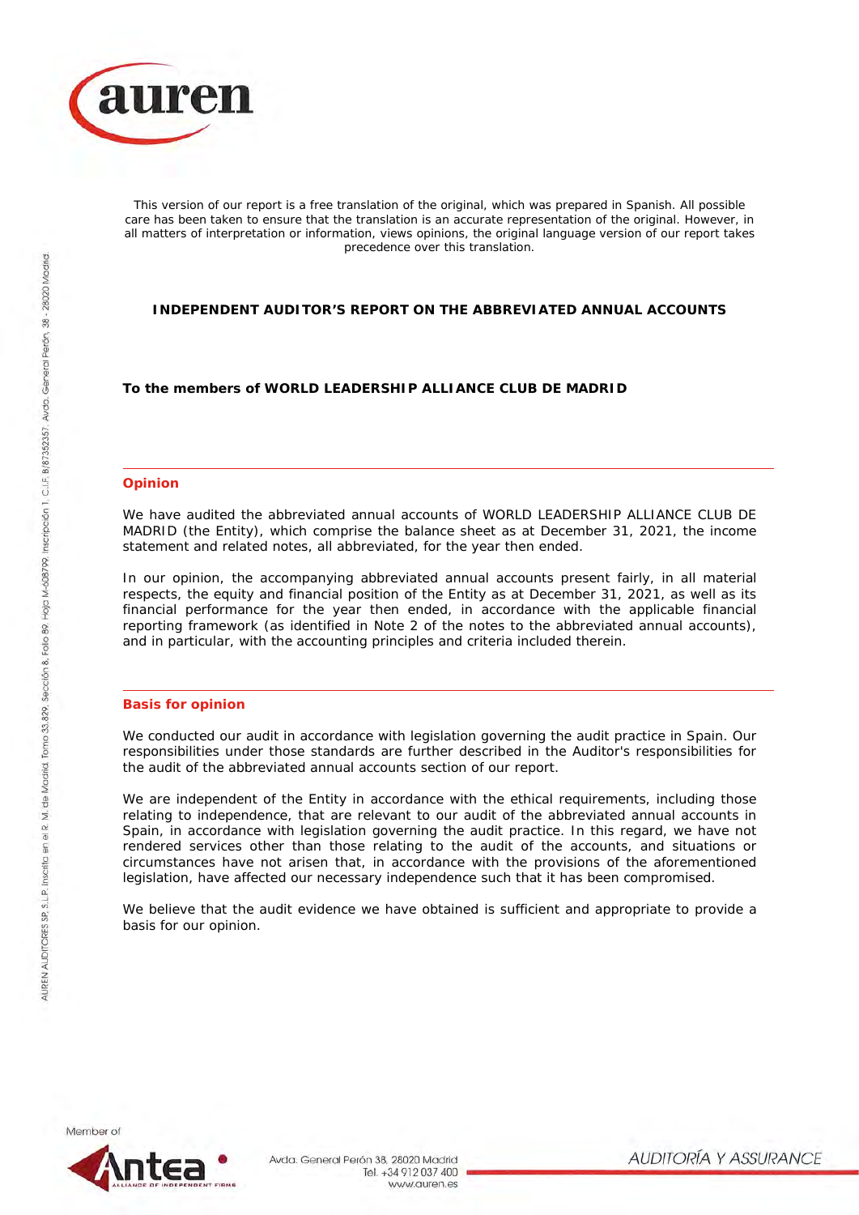This version of our report is a free translation of the original, which was prepared in Spanish. All possible care has been taken to ensure that the translation is an accurate representation of the original. However, in all matters of interpretation or information, views opinions, the original language version of our report takes precedence over this translation.

# INDEPENDENT AUDITOR'S REPORT ON THE ABBREVIATED ANNUAL ACCOUNTS

**To the members of WORLD LEADERSHIP ALLIANCE CLUB DE MADRID**

## Opinion

We have audited the abbreviated annual accounts of WORLD LEADERSHIP ALLIANCE CLUB DE MADRID (the Entity), which comprise the balance sheet as at December 31, 2021, the income statement and related notes, all abbreviated, for the year then ended.

In our opinion, the accompanying abbreviated annual accounts present fairly, in all material respects, the equity and financial position of the Entity as at December 31, 2021, as well as its financial performance for the year then ended, in accordance with the applicable financial reporting framework (as identified in Note 2 of the notes to the abbreviated annual accounts), and in particular, with the accounting principles and criteria included therein.

## Basis for opinion

We conducted our audit in accordance with legislation governing the audit practice in Spain. Our responsibilities under those standards are further described in the Auditor's responsibilities for the audit of the abbreviated annual accounts section of our report.

We are independent of the Entity in accordance with the ethical requirements, including those relating to independence, that are relevant to our audit of the abbreviated annual accounts in Spain, in accordance with legislation governing the audit practice. In this regard, we have not rendered services other than those relating to the audit of the accounts, and situations or circumstances have not arisen that, in accordance with the provisions of the aforementioned legislation, have affected our necessary independence such that it has been compromised.

We believe that the audit evidence we have obtained is sufficient and appropriate to provide a basis for our opinion.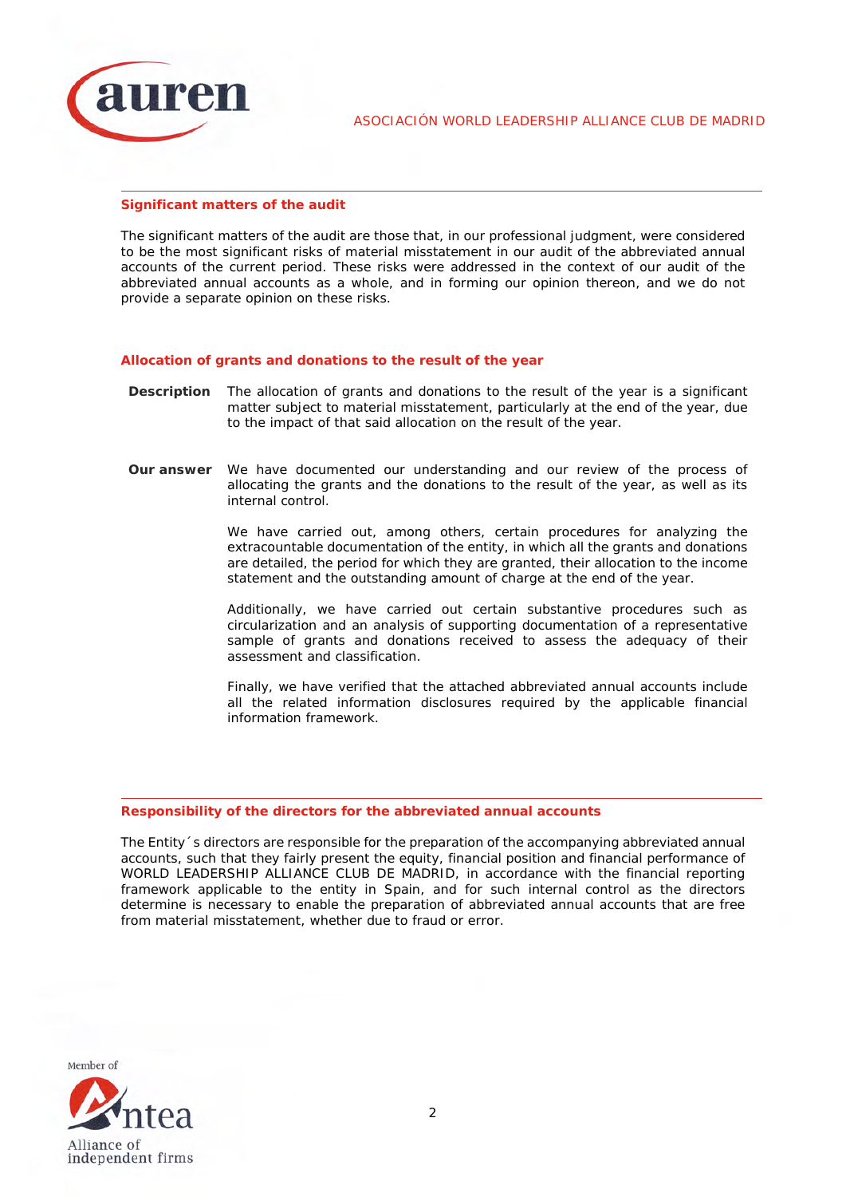## Significant matters of the audit

The significant matters of the audit are those that, in our professional judgment, were considered to be the most significant risks of material misstatement in our audit of the abbreviated annual accounts of the current period. These risks were addressed in the context of our audit of the abbreviated annual accounts as a whole, and in forming our opinion thereon, and we do not provide a separate opinion on these risks.

### Allocation of grants and donations to the result of the year

**Description** The allocation of grants and donations to the result of the year is a significant matter subject to material misstatement, particularly at the end of the year, due to the impact of that said allocation on the result of the year.

**Our answer** We have documented our understanding and our review of the process of allocating the grants and the donations to the result of the year, as well as its internal control.

We have carried out, among others, certain procedures for analyzing the extracountable documentation of the entity, in which all the grants and donations are detailed, the period for which they are granted, their allocation to the income statement and the outstanding amount of charge at the end of the year.

Additionally, we have carried out certain substantive procedures such as circularization and an analysis of supporting documentation of a representative sample of grants and donations received to assess the adequacy of their assessment and classification.

Finally, we have verified that the attached abbreviated annual accounts include all the related information disclosures required by the applicable financial information framework.

## Responsibility of the directors for the abbreviated annual accounts

The Entity´s directors are responsible for the preparation of the accompanying abbreviated annual accounts, such that they fairly present the equity, financial position and financial performance of WORLD LEADERSHIP ALLIANCE CLUB DE MADRID, in accordance with the financial reporting framework applicable to the entity in Spain, and for such internal control as the directors determine is necessary to enable the preparation of abbreviated annual accounts that are free from material misstatement, whether due to fraud or error.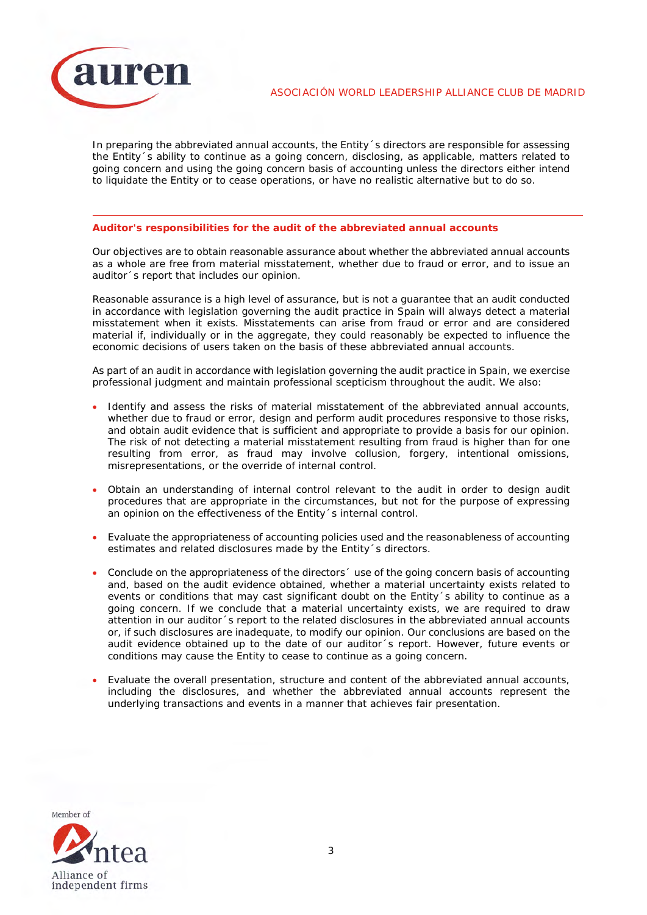In preparing the abbreviated annual accounts, the Entity´s directors are responsible for assessing the Entity´s ability to continue as a going concern, disclosing, as applicable, matters related to going concern and using the going concern basis of accounting unless the directors either intend to liquidate the Entity or to cease operations, or have no realistic alternative but to do so.

---

**Auditor's responsibilities for the audit of the abbreviated annual accounts**

Our objectives are to obtain reasonable assurance about whether the abbreviated annual accounts as a whole are free from material misstatement, whether due to fraud or error, and to issue an auditor´s report that includes our opinion.

Reasonable assurance is a high level of assurance, but is not a guarantee that an audit conducted in accordance with legislation governing the audit practice in Spain will always detect a material misstatement when it exists. Misstatements can arise from fraud or error and are considered material if, individually or in the aggregate, they could reasonably be expected to influence the economic decisions of users taken on the basis of these abbreviated annual accounts.

As part of an audit in accordance with legislation governing the audit practice in Spain, we exercise professional judgment and maintain professional scepticism throughout the audit. We also:

- Identify and assess the risks of material misstatement of the abbreviated annual accounts, whether due to fraud or error, design and perform audit procedures responsive to those risks, and obtain audit evidence that is sufficient and appropriate to provide a basis for our opinion. The risk of not detecting a material misstatement resulting from fraud is higher than for one resulting from error, as fraud may involve collusion, forgery, intentional omissions, misrepresentations, or the override of internal control.

- Obtain an understanding of internal control relevant to the audit in order to design audit procedures that are appropriate in the circumstances, but not for the purpose of expressing an opinion on the effectiveness of the Entity´s internal control.

- Evaluate the appropriateness of accounting policies used and the reasonableness of accounting estimates and related disclosures made by the Entity´s directors.

- Conclude on the appropriateness of the directors´ use of the going concern basis of accounting and, based on the audit evidence obtained, whether a material uncertainty exists related to events or conditions that may cast significant doubt on the Entity´s ability to continue as a going concern. If we conclude that a material uncertainty exists, we are required to draw attention in our auditor´s report to the related disclosures in the abbreviated annual accounts or, if such disclosures are inadequate, to modify our opinion. Our conclusions are based on the audit evidence obtained up to the date of our auditor´s report. However, future events or conditions may cause the Entity to cease to continue as a going concern.

- Evaluate the overall presentation, structure and content of the abbreviated annual accounts, including the disclosures, and whether the abbreviated annual accounts represent the underlying transactions and events in a manner that achieves fair presentation.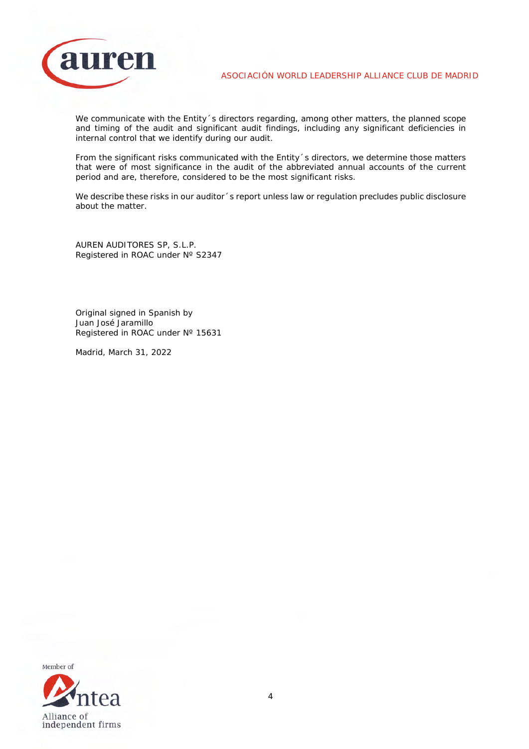We communicate with the Entity´s directors regarding, among other matters, the planned scope and timing of the audit and significant audit findings, including any significant deficiencies in internal control that we identify during our audit.

From the significant risks communicated with the Entity´s directors, we determine those matters that were of most significance in the audit of the abbreviated annual accounts of the current period and are, therefore, considered to be the most significant risks.

We describe these risks in our auditor´s report unless law or regulation precludes public disclosure about the matter.

AUREN AUDITORES SP, S.L.P.
Registered in ROAC under Nº S2347

Original signed in Spanish by
Juan José Jaramillo
Registered in ROAC under Nº 15631

Madrid, March 31, 2022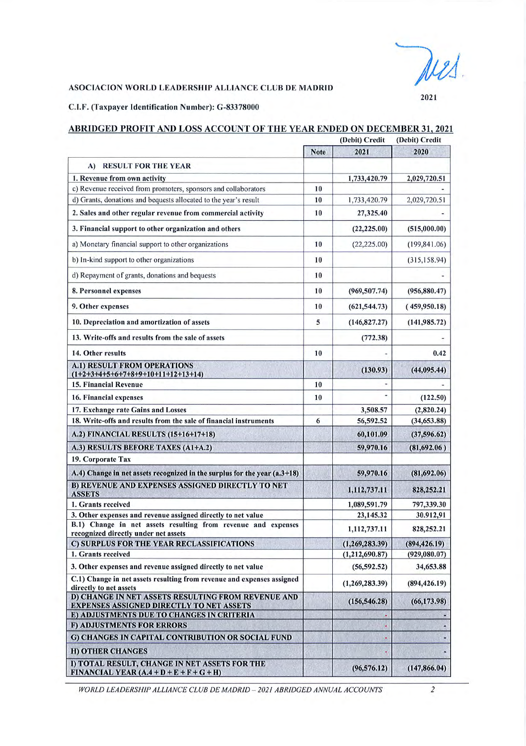ASOCIACION WORLD LEADERSHIP ALLIANCE CLUB DE MADRID

2021

C.I.F. (Taxpayer Identification Number): G-83378000

## ABRIDGED PROFIT AND LOSS ACCOUNT OF THE YEAR ENDED ON DECEMBER 31, 2021

| | Note | (Debit) Credit 2021 | (Debit) Credit 2020 |
|---|---|---|---|
| **A) RESULT FOR THE YEAR** | | | |
| **1. Revenue from own activity** | | **1,733,420.79** | **2,029,720.51** |
| c) Revenue received from promoters, sponsors and collaborators | 10 | | - |
| d) Grants, donations and bequests allocated to the year's result | 10 | 1,733,420.79 | 2,029,720.51 |
| **2. Sales and other regular revenue from commercial activity** | 10 | **27,325.40** | **-** |
| **3. Financial support to other organization and others** | | **(22,225.00)** | **(515,000.00)** |
| a) Monetary financial support to other organizations | 10 | (22,225.00) | (199,841.06) |
| b) In-kind support to other organizations | 10 | | (315,158.94) |
| d) Repayment of grants, donations and bequests | 10 | | - |
| **8. Personnel expenses** | 10 | **(969,507.74)** | **(956,880.47)** |
| **9. Other expenses** | 10 | **(621,544.73)** | **(459,950.18)** |
| **10. Depreciation and amortization of assets** | 5 | **(146,827.27)** | **(141,985.72)** |
| **13. Write-offs and results from the sale of assets** | | **(772.38)** | **-** |
| **14. Other results** | 10 | **-** | **0.42** |
| **A.1) RESULT FROM OPERATIONS (1+2+3+4+5+6+7+8+9+10+11+12+13+14)** | | **(130.93)** | **(44,095.44)** |
| **15. Financial Revenue** | 10 | **-** | **-** |
| **16. Financial expenses** | 10 | **-** | **(122.50)** |
| **17. Exchange rate Gains and Losses** | | **3,508.57** | **(2,820.24)** |
| **18. Write-offs and results from the sale of financial instruments** | 6 | **56,592.52** | **(34,653.88)** |
| **A.2) FINANCIAL RESULTS (15+16+17+18)** | | **60,101.09** | **(37,596.62)** |
| **A.3) RESULTS BEFORE TAXES (A1+A.2)** | | **59,970.16** | **(81,692.06)** |
| **19. Corporate Tax** | | | |
| **A.4) Change in net assets recognized in the surplus for the year (a.3+18)** | | **59,970.16** | **(81,692.06)** |
| **B) REVENUE AND EXPENSES ASSIGNED DIRECTLY TO NET ASSETS** | | **1,112,737.11** | **828,252.21** |
| **1. Grants received** | | **1,089,591.79** | **797,339.30** |
| **3. Other expenses and revenue assigned directly to net value** | | **23,145.32** | **30.912,91** |
| **B.1) Change in net assets resulting from revenue and expenses recognized directly under net assets** | | **1,112,737.11** | **828,252.21** |
| **C) SURPLUS FOR THE YEAR RECLASSIFICATIONS** | | **(1,269,283.39)** | **(894,426.19)** |
| **1. Grants received** | | **(1,212,690.87)** | **(929,080.07)** |
| **3. Other expenses and revenue assigned directly to net value** | | **(56,592.52)** | **34,653.88** |
| **C.1) Change in net assets resulting from revenue and expenses assigned directly to net assets** | | **(1,269,283.39)** | **(894,426.19)** |
| **D) CHANGE IN NET ASSETS RESULTING FROM REVENUE AND EXPENSES ASSIGNED DIRECTLY TO NET ASSETS** | | **(156,546.28)** | **(66,173.98)** |
| **E) ADJUSTMENTS DUE TO CHANGES IN CRITERIA** | | - | - |
| **F) ADJUSTMENTS FOR ERRORS** | | - | - |
| **G) CHANGES IN CAPITAL CONTRIBUTION OR SOCIAL FUND** | | - | - |
| **H) OTHER CHANGES** | | - | - |
| **I) TOTAL RESULT, CHANGE IN NET ASSETS FOR THE FINANCIAL YEAR (A.4 + D + E + F + G + H)** | | **(96,576.12)** | **(147,866.04)** |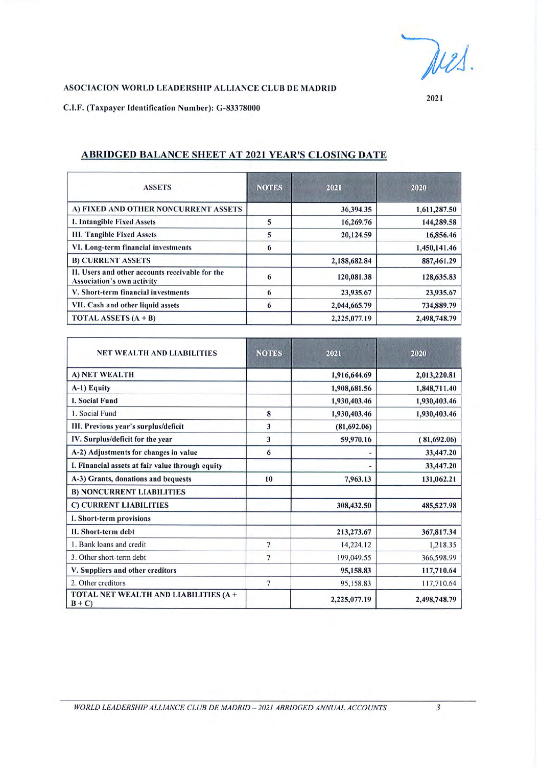ASOCIACION WORLD LEADERSHIP ALLIANCE CLUB DE MADRID

2021

C.I.F. (Taxpayer Identification Number): G-83378000

## ABRIDGED BALANCE SHEET AT 2021 YEAR'S CLOSING DATE

| ASSETS | NOTES | 2021 | 2020 |
|---|---|---|---|
| A) FIXED AND OTHER NONCURRENT ASSETS | | 36,394.35 | 1,611,287.50 |
| I. Intangible Fixed Assets | 5 | 16,269.76 | 144,289.58 |
| III. Tangible Fixed Assets | 5 | 20,124.59 | 16,856.46 |
| VI. Long-term financial investments | 6 | | 1,450,141.46 |
| B) CURRENT ASSETS | | 2,188,682.84 | 887,461.29 |
| II. Users and other accounts receivable for the Association's own activity | 6 | 120,081.38 | 128,635.83 |
| V. Short-term financial investments | 6 | 23,935.67 | 23,935.67 |
| VII. Cash and other liquid assets | 6 | 2,044,665.79 | 734,889.79 |
| TOTAL ASSETS (A + B) | | 2,225,077.19 | 2,498,748.79 |

| NET WEALTH AND LIABILITIES | NOTES | 2021 | 2020 |
|---|---|---|---|
| A) NET WEALTH | | 1,916,644.69 | 2,013,220.81 |
| A-1) Equity | | 1,908,681.56 | 1,848,711.40 |
| I. Social Fund | | 1,930,403.46 | 1,930,403.46 |
| 1. Social Fund | 8 | 1,930,403.46 | 1,930,403.46 |
| III. Previous year's surplus/deficit | 3 | (81,692.06) | |
| IV. Surplus/deficit for the year | 3 | 59,970.16 | ( 81,692.06) |
| A-2) Adjustments for changes in value | 6 | - | 33,447.20 |
| I. Financial assets at fair value through equity | | - | 33,447.20 |
| A-3) Grants, donations and bequests | 10 | 7,963.13 | 131,062.21 |
| B) NONCURRENT LIABILITIES | | | |
| C) CURRENT LIABILITIES | | 308,432.50 | 485,527.98 |
| I. Short-term provisions | | | |
| II. Short-term debt | | 213,273.67 | 367,817.34 |
| 1. Bank loans and credit | 7 | 14,224.12 | 1,218.35 |
| 3. Other short-term debt | 7 | 199,049.55 | 366,598.99 |
| V. Suppliers and other creditors | | 95,158.83 | 117,710.64 |
| 2. Other creditors | 7 | 95,158.83 | 117,710.64 |
| TOTAL NET WEALTH AND LIABILITIES (A + B + C) | | 2,225,077.19 | 2,498,748.79 |